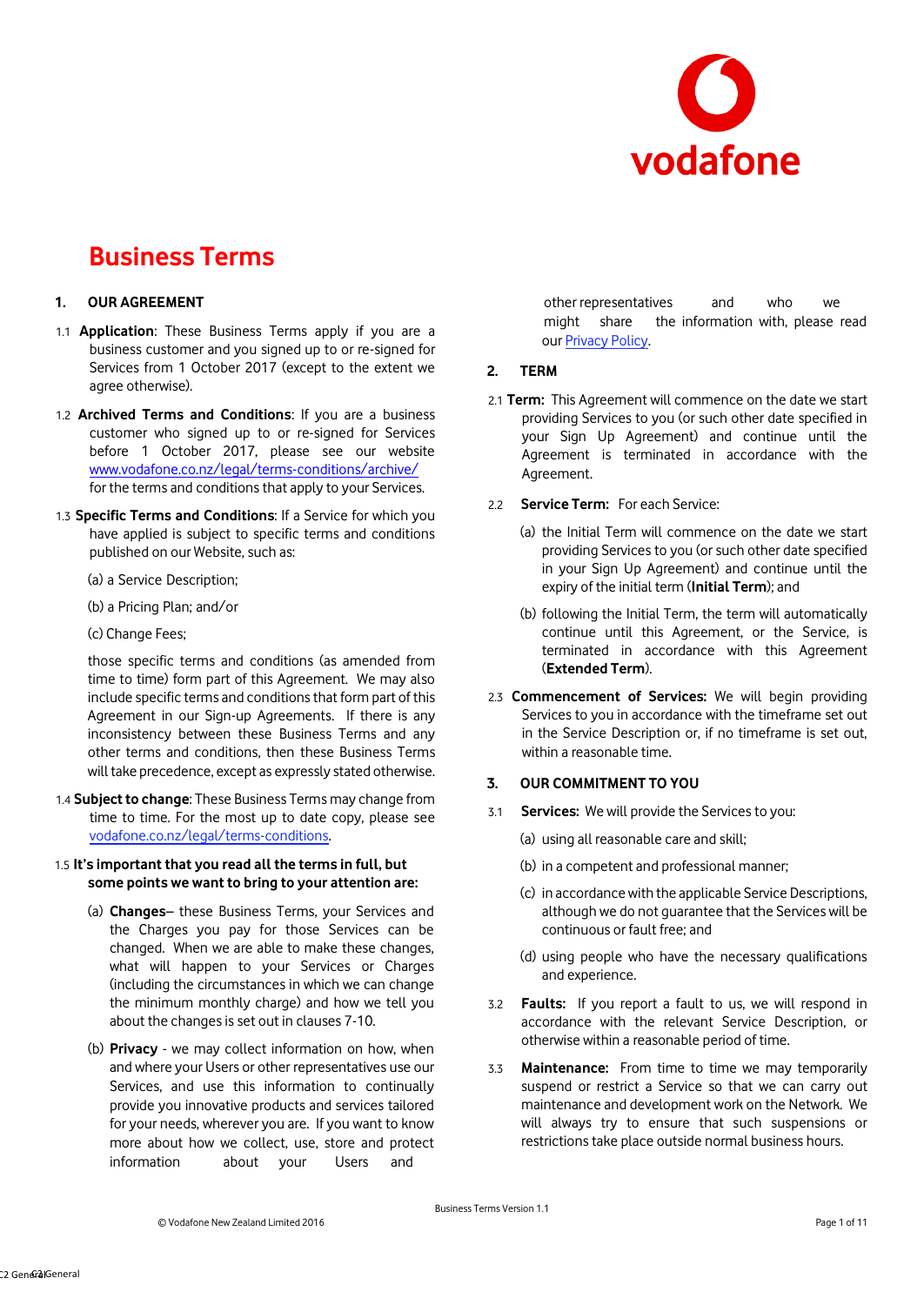# Business Terms

## 1. OUR AGREEMENT

1.1 **Application**: These Business Terms apply if you are a business customer and you signed up to or re-signed for Services from 1 October 2017 (except to the extent we agree otherwise).

1.2 **Archived Terms and Conditions**: If you are a business customer who signed up to or re-signed for Services before 1 October 2017, please see our website www.vodafone.co.nz/legal/terms-conditions/archive/ for the terms and conditions that apply to your Services.

1.3 **Specific Terms and Conditions**: If a Service for which you have applied is subject to specific terms and conditions published on our Website, such as:

(a) a Service Description;

(b) a Pricing Plan; and/or

(c) Change Fees;

those specific terms and conditions (as amended from time to time) form part of this Agreement. We may also include specific terms and conditions that form part of this Agreement in our Sign-up Agreements. If there is any inconsistency between these Business Terms and any other terms and conditions, then these Business Terms will take precedence, except as expressly stated otherwise.

1.4 **Subject to change**: These Business Terms may change from time to time. For the most up to date copy, please see vodafone.co.nz/legal/terms-conditions.

1.5 **It's important that you read all the terms in full, but some points we want to bring to your attention are:**

(a) **Changes**– these Business Terms, your Services and the Charges you pay for those Services can be changed. When we are able to make these changes, what will happen to your Services or Charges (including the circumstances in which we can change the minimum monthly charge) and how we tell you about the changes is set out in clauses 7-10.

(b) **Privacy** - we may collect information on how, when and where your Users or other representatives use our Services, and use this information to continually provide you innovative products and services tailored for your needs, wherever you are. If you want to know more about how we collect, use, store and protect information about your Users and other representatives and who we might share the information with, please read our Privacy Policy.

## 2. TERM

2.1 **Term:** This Agreement will commence on the date we start providing Services to you (or such other date specified in your Sign Up Agreement) and continue until the Agreement is terminated in accordance with the Agreement.

2.2 **Service Term:** For each Service:

(a) the Initial Term will commence on the date we start providing Services to you (or such other date specified in your Sign Up Agreement) and continue until the expiry of the initial term (**Initial Term**); and

(b) following the Initial Term, the term will automatically continue until this Agreement, or the Service, is terminated in accordance with this Agreement (**Extended Term**).

2.3 **Commencement of Services:** We will begin providing Services to you in accordance with the timeframe set out in the Service Description or, if no timeframe is set out, within a reasonable time.

## 3. OUR COMMITMENT TO YOU

3.1 **Services:** We will provide the Services to you:

(a) using all reasonable care and skill;

(b) in a competent and professional manner;

(c) in accordance with the applicable Service Descriptions, although we do not guarantee that the Services will be continuous or fault free; and

(d) using people who have the necessary qualifications and experience.

3.2 **Faults:** If you report a fault to us, we will respond in accordance with the relevant Service Description, or otherwise within a reasonable period of time.

3.3 **Maintenance:** From time to time we may temporarily suspend or restrict a Service so that we can carry out maintenance and development work on the Network. We will always try to ensure that such suspensions or restrictions take place outside normal business hours.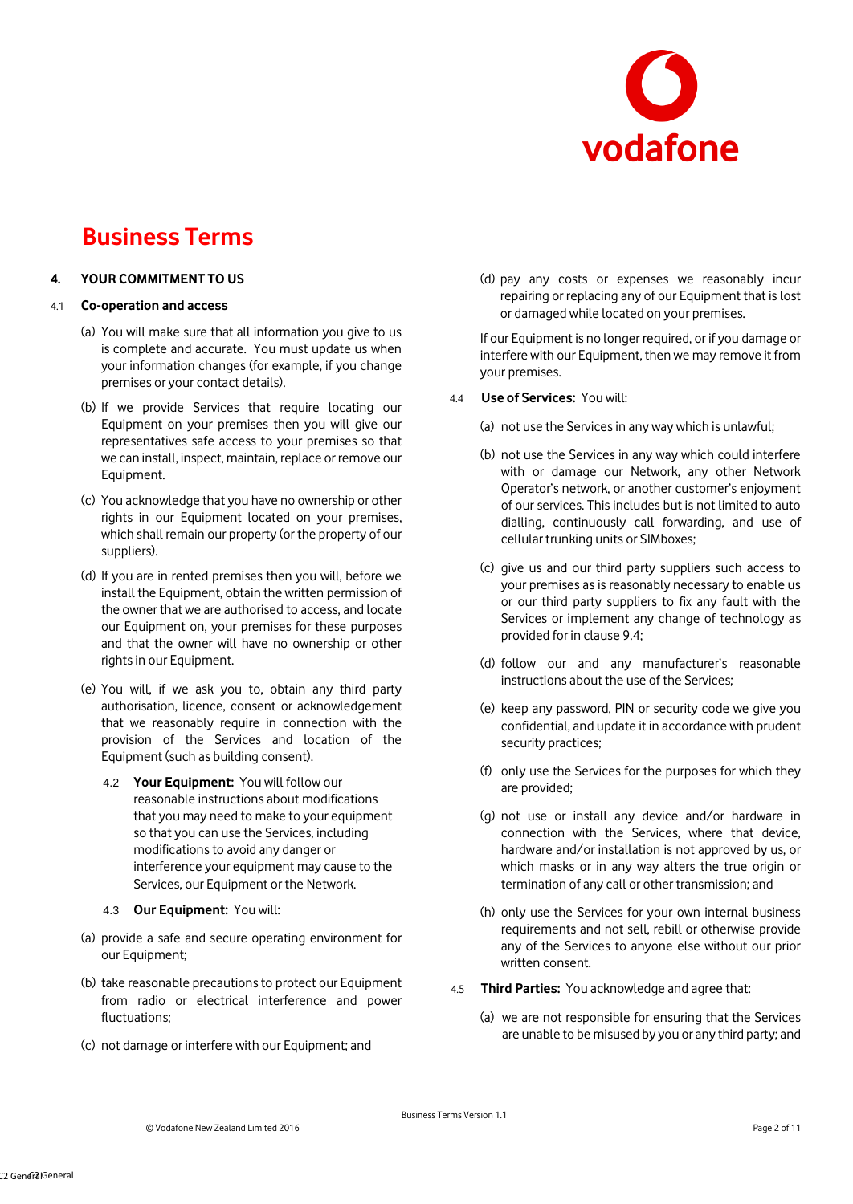# Business Terms

## 4. YOUR COMMITMENT TO US

### 4.1 Co-operation and access

(a) You will make sure that all information you give to us is complete and accurate. You must update us when your information changes (for example, if you change premises or your contact details).

(b) If we provide Services that require locating our Equipment on your premises then you will give our representatives safe access to your premises so that we can install, inspect, maintain, replace or remove our Equipment.

(c) You acknowledge that you have no ownership or other rights in our Equipment located on your premises, which shall remain our property (or the property of our suppliers).

(d) If you are in rented premises then you will, before we install the Equipment, obtain the written permission of the owner that we are authorised to access, and locate our Equipment on, your premises for these purposes and that the owner will have no ownership or other rights in our Equipment.

(e) You will, if we ask you to, obtain any third party authorisation, licence, consent or acknowledgement that we reasonably require in connection with the provision of the Services and location of the Equipment (such as building consent).

4.2 **Your Equipment:** You will follow our reasonable instructions about modifications that you may need to make to your equipment so that you can use the Services, including modifications to avoid any danger or interference your equipment may cause to the Services, our Equipment or the Network.

4.3 **Our Equipment:** You will:

(a) provide a safe and secure operating environment for our Equipment;

(b) take reasonable precautions to protect our Equipment from radio or electrical interference and power fluctuations;

(c) not damage or interfere with our Equipment; and

(d) pay any costs or expenses we reasonably incur repairing or replacing any of our Equipment that is lost or damaged while located on your premises.

If our Equipment is no longer required, or if you damage or interfere with our Equipment, then we may remove it from your premises.

4.4 **Use of Services:** You will:

(a) not use the Services in any way which is unlawful;

(b) not use the Services in any way which could interfere with or damage our Network, any other Network Operator's network, or another customer's enjoyment of our services. This includes but is not limited to auto dialling, continuously call forwarding, and use of cellular trunking units or SIMboxes;

(c) give us and our third party suppliers such access to your premises as is reasonably necessary to enable us or our third party suppliers to fix any fault with the Services or implement any change of technology as provided for in clause 9.4;

(d) follow our and any manufacturer's reasonable instructions about the use of the Services;

(e) keep any password, PIN or security code we give you confidential, and update it in accordance with prudent security practices;

(f) only use the Services for the purposes for which they are provided;

(g) not use or install any device and/or hardware in connection with the Services, where that device, hardware and/or installation is not approved by us, or which masks or in any way alters the true origin or termination of any call or other transmission; and

(h) only use the Services for your own internal business requirements and not sell, rebill or otherwise provide any of the Services to anyone else without our prior written consent.

4.5 **Third Parties:** You acknowledge and agree that:

(a) we are not responsible for ensuring that the Services are unable to be misused by you or any third party; and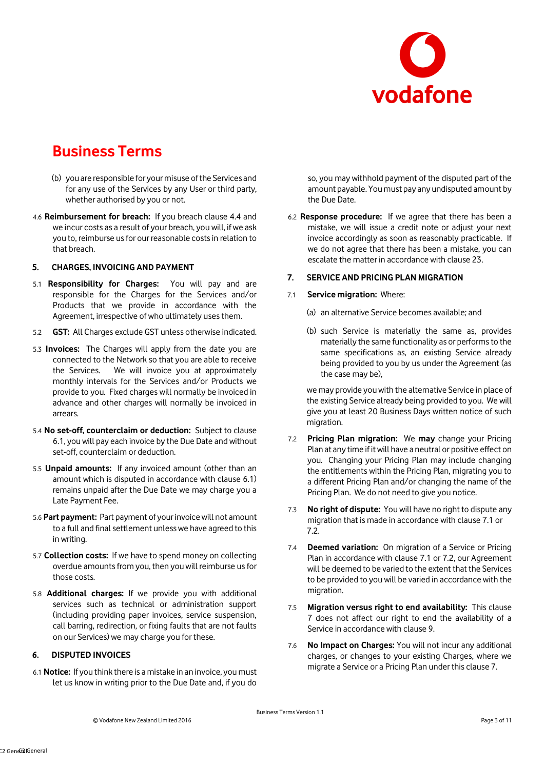# Business Terms

(b) you are responsible for your misuse of the Services and for any use of the Services by any User or third party, whether authorised by you or not.

4.6 **Reimbursement for breach:** If you breach clause 4.4 and we incur costs as a result of your breach, you will, if we ask you to, reimburse us for our reasonable costs in relation to that breach.

## 5. CHARGES, INVOICING AND PAYMENT

5.1 **Responsibility for Charges:** You will pay and are responsible for the Charges for the Services and/or Products that we provide in accordance with the Agreement, irrespective of who ultimately uses them.

5.2 **GST:** All Charges exclude GST unless otherwise indicated.

5.3 **Invoices:** The Charges will apply from the date you are connected to the Network so that you are able to receive the Services. We will invoice you at approximately monthly intervals for the Services and/or Products we provide to you. Fixed charges will normally be invoiced in advance and other charges will normally be invoiced in arrears.

5.4 **No set-off, counterclaim or deduction:** Subject to clause 6.1, you will pay each invoice by the Due Date and without set-off, counterclaim or deduction.

5.5 **Unpaid amounts:** If any invoiced amount (other than an amount which is disputed in accordance with clause 6.1) remains unpaid after the Due Date we may charge you a Late Payment Fee.

5.6 **Part payment:** Part payment of your invoice will not amount to a full and final settlement unless we have agreed to this in writing.

5.7 **Collection costs:** If we have to spend money on collecting overdue amounts from you, then you will reimburse us for those costs.

5.8 **Additional charges:** If we provide you with additional services such as technical or administration support (including providing paper invoices, service suspension, call barring, redirection, or fixing faults that are not faults on our Services) we may charge you for these.

## 6. DISPUTED INVOICES

6.1 **Notice:** If you think there is a mistake in an invoice, you must let us know in writing prior to the Due Date and, if you do so, you may withhold payment of the disputed part of the amount payable. You must pay any undisputed amount by the Due Date.

6.2 **Response procedure:** If we agree that there has been a mistake, we will issue a credit note or adjust your next invoice accordingly as soon as reasonably practicable. If we do not agree that there has been a mistake, you can escalate the matter in accordance with clause 23.

## 7. SERVICE AND PRICING PLAN MIGRATION

7.1 **Service migration:** Where:

(a) an alternative Service becomes available; and

(b) such Service is materially the same as, provides materially the same functionality as or performs to the same specifications as, an existing Service already being provided to you by us under the Agreement (as the case may be),

we may provide you with the alternative Service in place of the existing Service already being provided to you. We will give you at least 20 Business Days written notice of such migration.

7.2 **Pricing Plan migration:** We **may** change your Pricing Plan at any time if it will have a neutral or positive effect on you. Changing your Pricing Plan may include changing the entitlements within the Pricing Plan, migrating you to a different Pricing Plan and/or changing the name of the Pricing Plan. We do not need to give you notice.

7.3 **No right of dispute:** You will have no right to dispute any migration that is made in accordance with clause 7.1 or 7.2.

7.4 **Deemed variation:** On migration of a Service or Pricing Plan in accordance with clause 7.1 or 7.2, our Agreement will be deemed to be varied to the extent that the Services to be provided to you will be varied in accordance with the migration.

7.5 **Migration versus right to end availability:** This clause 7 does not affect our right to end the availability of a Service in accordance with clause 9.

7.6 **No Impact on Charges:** You will not incur any additional charges, or changes to your existing Charges, where we migrate a Service or a Pricing Plan under this clause 7.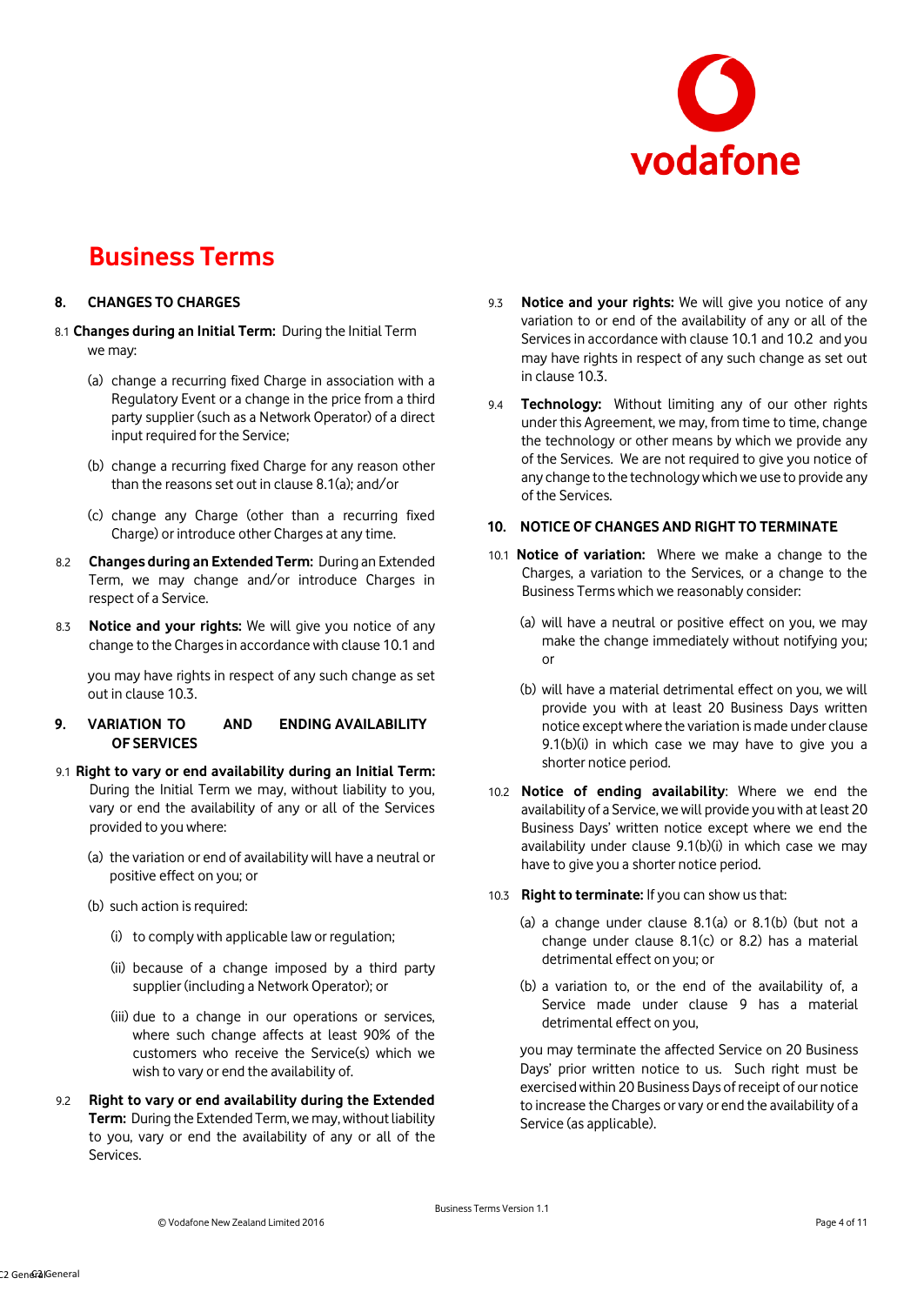# Business Terms

## 8. CHANGES TO CHARGES

8.1 **Changes during an Initial Term:** During the Initial Term we may:

(a) change a recurring fixed Charge in association with a Regulatory Event or a change in the price from a third party supplier (such as a Network Operator) of a direct input required for the Service;

(b) change a recurring fixed Charge for any reason other than the reasons set out in clause 8.1(a); and/or

(c) change any Charge (other than a recurring fixed Charge) or introduce other Charges at any time.

8.2 **Changes during an Extended Term:** During an Extended Term, we may change and/or introduce Charges in respect of a Service.

8.3 **Notice and your rights:** We will give you notice of any change to the Charges in accordance with clause 10.1 and

you may have rights in respect of any such change as set out in clause 10.3.

## 9. VARIATION TO AND ENDING AVAILABILITY OF SERVICES

9.1 **Right to vary or end availability during an Initial Term:** During the Initial Term we may, without liability to you, vary or end the availability of any or all of the Services provided to you where:

(a) the variation or end of availability will have a neutral or positive effect on you; or

(b) such action is required:

(i) to comply with applicable law or regulation;

(ii) because of a change imposed by a third party supplier (including a Network Operator); or

(iii) due to a change in our operations or services, where such change affects at least 90% of the customers who receive the Service(s) which we wish to vary or end the availability of.

9.2 **Right to vary or end availability during the Extended Term:** During the Extended Term, we may, without liability to you, vary or end the availability of any or all of the Services.

9.3 **Notice and your rights:** We will give you notice of any variation to or end of the availability of any or all of the Services in accordance with clause 10.1 and 10.2 and you may have rights in respect of any such change as set out in clause 10.3.

9.4 **Technology:** Without limiting any of our other rights under this Agreement, we may, from time to time, change the technology or other means by which we provide any of the Services. We are not required to give you notice of any change to the technology which we use to provide any of the Services.

## 10. NOTICE OF CHANGES AND RIGHT TO TERMINATE

10.1 **Notice of variation:** Where we make a change to the Charges, a variation to the Services, or a change to the Business Terms which we reasonably consider:

(a) will have a neutral or positive effect on you, we may make the change immediately without notifying you; or

(b) will have a material detrimental effect on you, we will provide you with at least 20 Business Days written notice except where the variation is made under clause 9.1(b)(i) in which case we may have to give you a shorter notice period.

10.2 **Notice of ending availability**: Where we end the availability of a Service, we will provide you with at least 20 Business Days' written notice except where we end the availability under clause 9.1(b)(i) in which case we may have to give you a shorter notice period.

10.3 **Right to terminate:** If you can show us that:

(a) a change under clause 8.1(a) or 8.1(b) (but not a change under clause 8.1(c) or 8.2) has a material detrimental effect on you; or

(b) a variation to, or the end of the availability of, a Service made under clause 9 has a material detrimental effect on you,

you may terminate the affected Service on 20 Business Days' prior written notice to us. Such right must be exercised within 20 Business Days of receipt of our notice to increase the Charges or vary or end the availability of a Service (as applicable).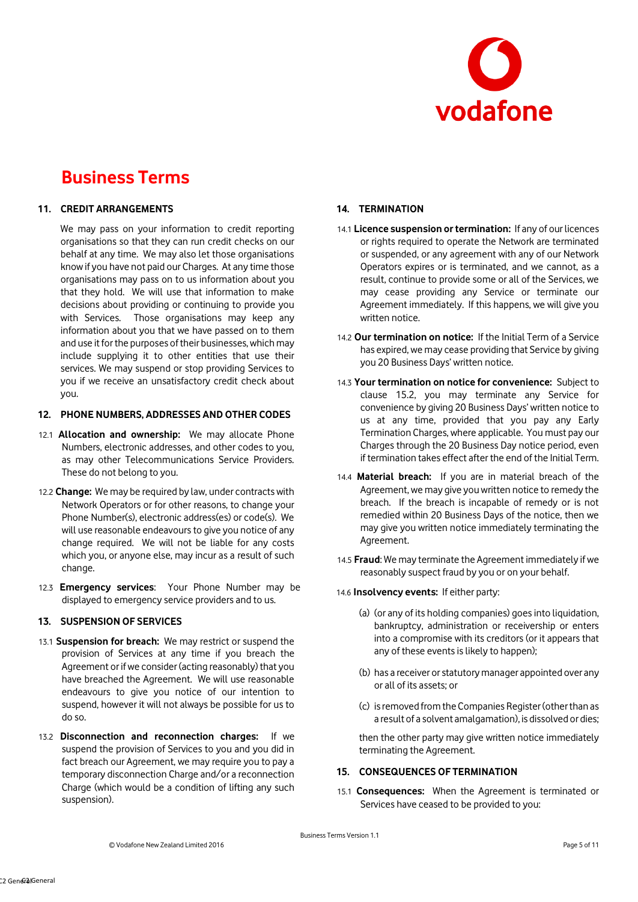# Business Terms

## 11. CREDIT ARRANGEMENTS

We may pass on your information to credit reporting organisations so that they can run credit checks on our behalf at any time. We may also let those organisations know if you have not paid our Charges. At any time those organisations may pass on to us information about you that they hold. We will use that information to make decisions about providing or continuing to provide you with Services. Those organisations may keep any information about you that we have passed on to them and use it for the purposes of their businesses, which may include supplying it to other entities that use their services. We may suspend or stop providing Services to you if we receive an unsatisfactory credit check about you.

## 12. PHONE NUMBERS, ADDRESSES AND OTHER CODES

12.1 **Allocation and ownership:** We may allocate Phone Numbers, electronic addresses, and other codes to you, as may other Telecommunications Service Providers. These do not belong to you.

12.2 **Change:** We may be required by law, under contracts with Network Operators or for other reasons, to change your Phone Number(s), electronic address(es) or code(s). We will use reasonable endeavours to give you notice of any change required. We will not be liable for any costs which you, or anyone else, may incur as a result of such change.

12.3 **Emergency services**: Your Phone Number may be displayed to emergency service providers and to us.

## 13. SUSPENSION OF SERVICES

13.1 **Suspension for breach:** We may restrict or suspend the provision of Services at any time if you breach the Agreement or if we consider (acting reasonably) that you have breached the Agreement. We will use reasonable endeavours to give you notice of our intention to suspend, however it will not always be possible for us to do so.

13.2 **Disconnection and reconnection charges:** If we suspend the provision of Services to you and you did in fact breach our Agreement, we may require you to pay a temporary disconnection Charge and/or a reconnection Charge (which would be a condition of lifting any such suspension).

## 14. TERMINATION

14.1 **Licence suspension or termination:** If any of our licences or rights required to operate the Network are terminated or suspended, or any agreement with any of our Network Operators expires or is terminated, and we cannot, as a result, continue to provide some or all of the Services, we may cease providing any Service or terminate our Agreement immediately. If this happens, we will give you written notice.

14.2 **Our termination on notice:** If the Initial Term of a Service has expired, we may cease providing that Service by giving you 20 Business Days' written notice.

14.3 **Your termination on notice for convenience:** Subject to clause 15.2, you may terminate any Service for convenience by giving 20 Business Days' written notice to us at any time, provided that you pay any Early Termination Charges, where applicable. You must pay our Charges through the 20 Business Day notice period, even if termination takes effect after the end of the Initial Term.

14.4 **Material breach:** If you are in material breach of the Agreement, we may give you written notice to remedy the breach. If the breach is incapable of remedy or is not remedied within 20 Business Days of the notice, then we may give you written notice immediately terminating the Agreement.

14.5 **Fraud**: We may terminate the Agreement immediately if we reasonably suspect fraud by you or on your behalf.

14.6 **Insolvency events:** If either party:

(a) (or any of its holding companies) goes into liquidation, bankruptcy, administration or receivership or enters into a compromise with its creditors (or it appears that any of these events is likely to happen);

(b) has a receiver or statutory manager appointed over any or all of its assets; or

(c) is removed from the Companies Register (other than as a result of a solvent amalgamation), is dissolved or dies;

then the other party may give written notice immediately terminating the Agreement.

## 15. CONSEQUENCES OF TERMINATION

15.1 **Consequences:** When the Agreement is terminated or Services have ceased to be provided to you: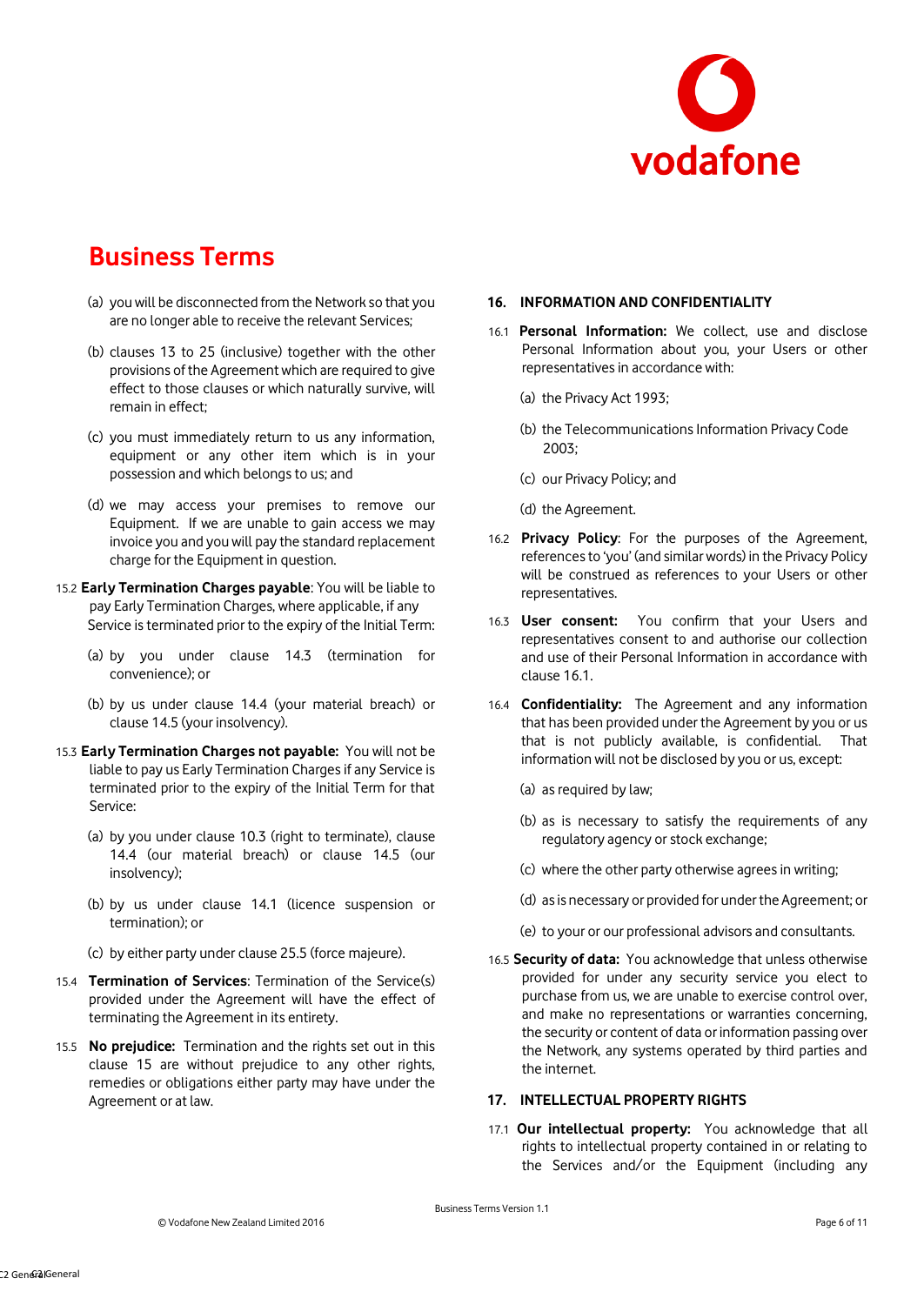# Business Terms

(a) you will be disconnected from the Network so that you are no longer able to receive the relevant Services;

(b) clauses 13 to 25 (inclusive) together with the other provisions of the Agreement which are required to give effect to those clauses or which naturally survive, will remain in effect;

(c) you must immediately return to us any information, equipment or any other item which is in your possession and which belongs to us; and

(d) we may access your premises to remove our Equipment. If we are unable to gain access we may invoice you and you will pay the standard replacement charge for the Equipment in question.

15.2 **Early Termination Charges payable**: You will be liable to pay Early Termination Charges, where applicable, if any Service is terminated prior to the expiry of the Initial Term:

(a) by you under clause 14.3 (termination for convenience); or

(b) by us under clause 14.4 (your material breach) or clause 14.5 (your insolvency).

15.3 **Early Termination Charges not payable:** You will not be liable to pay us Early Termination Charges if any Service is terminated prior to the expiry of the Initial Term for that Service:

(a) by you under clause 10.3 (right to terminate), clause 14.4 (our material breach) or clause 14.5 (our insolvency);

(b) by us under clause 14.1 (licence suspension or termination); or

(c) by either party under clause 25.5 (force majeure).

15.4 **Termination of Services**: Termination of the Service(s) provided under the Agreement will have the effect of terminating the Agreement in its entirety.

15.5 **No prejudice:** Termination and the rights set out in this clause 15 are without prejudice to any other rights, remedies or obligations either party may have under the Agreement or at law.

## 16. INFORMATION AND CONFIDENTIALITY

16.1 **Personal Information:** We collect, use and disclose Personal Information about you, your Users or other representatives in accordance with:

(a) the Privacy Act 1993;

(b) the Telecommunications Information Privacy Code 2003;

(c) our Privacy Policy; and

(d) the Agreement.

16.2 **Privacy Policy**: For the purposes of the Agreement, references to 'you' (and similar words) in the Privacy Policy will be construed as references to your Users or other representatives.

16.3 **User consent:** You confirm that your Users and representatives consent to and authorise our collection and use of their Personal Information in accordance with clause 16.1.

16.4 **Confidentiality:** The Agreement and any information that has been provided under the Agreement by you or us that is not publicly available, is confidential. That information will not be disclosed by you or us, except:

(a) as required by law;

(b) as is necessary to satisfy the requirements of any regulatory agency or stock exchange;

(c) where the other party otherwise agrees in writing;

(d) as is necessary or provided for under the Agreement; or

(e) to your or our professional advisors and consultants.

16.5 **Security of data:** You acknowledge that unless otherwise provided for under any security service you elect to purchase from us, we are unable to exercise control over, and make no representations or warranties concerning, the security or content of data or information passing over the Network, any systems operated by third parties and the internet.

## 17. INTELLECTUAL PROPERTY RIGHTS

17.1 **Our intellectual property:** You acknowledge that all rights to intellectual property contained in or relating to the Services and/or the Equipment (including any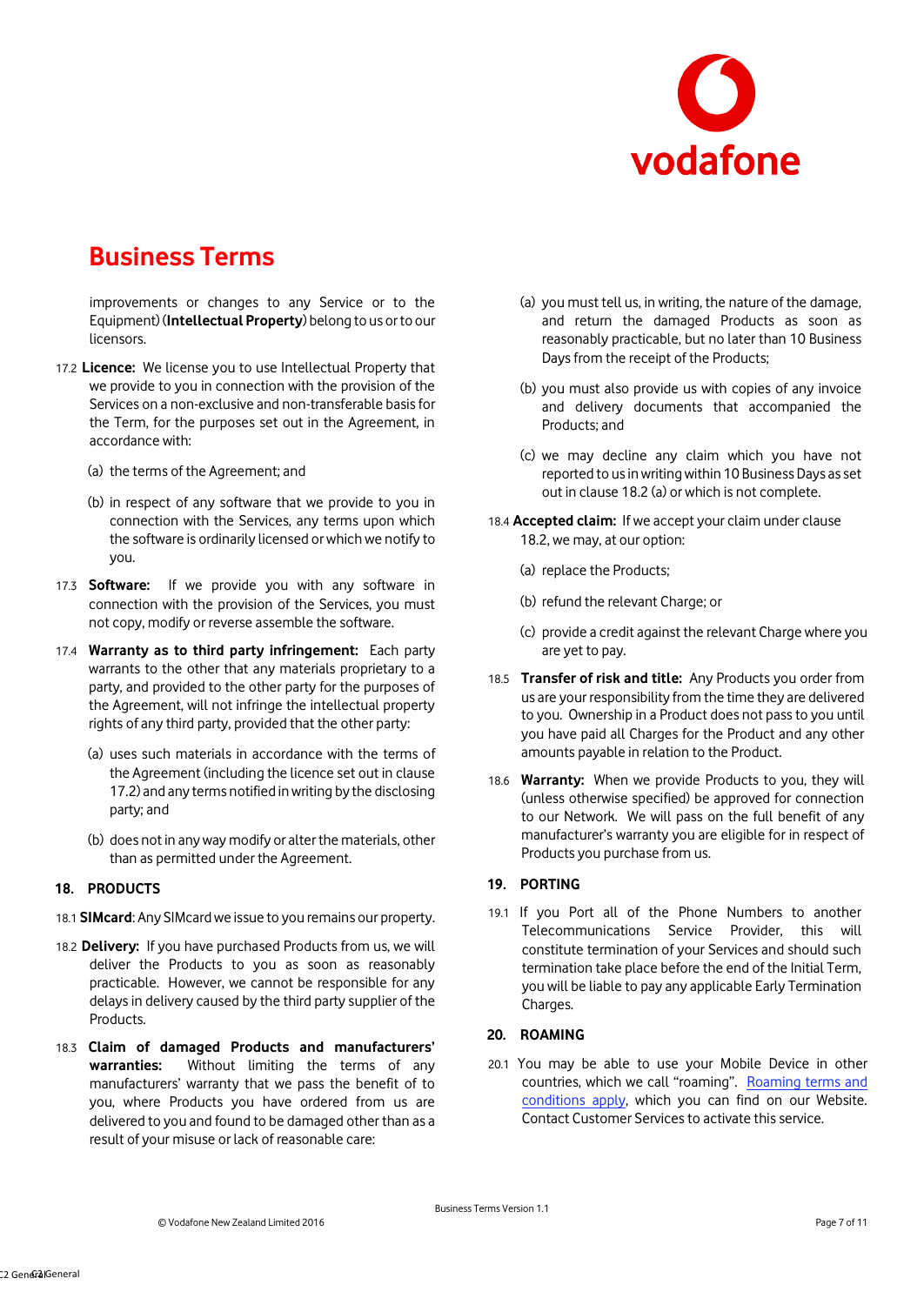improvements or changes to any Service or to the Equipment) (**Intellectual Property**) belong to us or to our licensors.

17.2 **Licence:** We license you to use Intellectual Property that we provide to you in connection with the provision of the Services on a non-exclusive and non-transferable basis for the Term, for the purposes set out in the Agreement, in accordance with:

(a) the terms of the Agreement; and

(b) in respect of any software that we provide to you in connection with the Services, any terms upon which the software is ordinarily licensed or which we notify to you.

17.3 **Software:** If we provide you with any software in connection with the provision of the Services, you must not copy, modify or reverse assemble the software.

17.4 **Warranty as to third party infringement:** Each party warrants to the other that any materials proprietary to a party, and provided to the other party for the purposes of the Agreement, will not infringe the intellectual property rights of any third party, provided that the other party:

(a) uses such materials in accordance with the terms of the Agreement (including the licence set out in clause 17.2) and any terms notified in writing by the disclosing party; and

(b) does not in any way modify or alter the materials, other than as permitted under the Agreement.

## 18. PRODUCTS

18.1 **SIMcard**: Any SIMcard we issue to you remains our property.

18.2 **Delivery:** If you have purchased Products from us, we will deliver the Products to you as soon as reasonably practicable. However, we cannot be responsible for any delays in delivery caused by the third party supplier of the Products.

18.3 **Claim of damaged Products and manufacturers' warranties:** Without limiting the terms of any manufacturers' warranty that we pass the benefit of to you, where Products you have ordered from us are delivered to you and found to be damaged other than as a result of your misuse or lack of reasonable care:

(a) you must tell us, in writing, the nature of the damage, and return the damaged Products as soon as reasonably practicable, but no later than 10 Business Days from the receipt of the Products;

(b) you must also provide us with copies of any invoice and delivery documents that accompanied the Products; and

(c) we may decline any claim which you have not reported to us in writing within 10 Business Days as set out in clause 18.2 (a) or which is not complete.

18.4 **Accepted claim:** If we accept your claim under clause 18.2, we may, at our option:

(a) replace the Products;

(b) refund the relevant Charge; or

(c) provide a credit against the relevant Charge where you are yet to pay.

18.5 **Transfer of risk and title:** Any Products you order from us are your responsibility from the time they are delivered to you. Ownership in a Product does not pass to you until you have paid all Charges for the Product and any other amounts payable in relation to the Product.

18.6 **Warranty:** When we provide Products to you, they will (unless otherwise specified) be approved for connection to our Network. We will pass on the full benefit of any manufacturer's warranty you are eligible for in respect of Products you purchase from us.

## 19. PORTING

19.1 If you Port all of the Phone Numbers to another Telecommunications Service Provider, this will constitute termination of your Services and should such termination take place before the end of the Initial Term, you will be liable to pay any applicable Early Termination Charges.

## 20. ROAMING

20.1 You may be able to use your Mobile Device in other countries, which we call "roaming". Roaming terms and conditions apply, which you can find on our Website. Contact Customer Services to activate this service.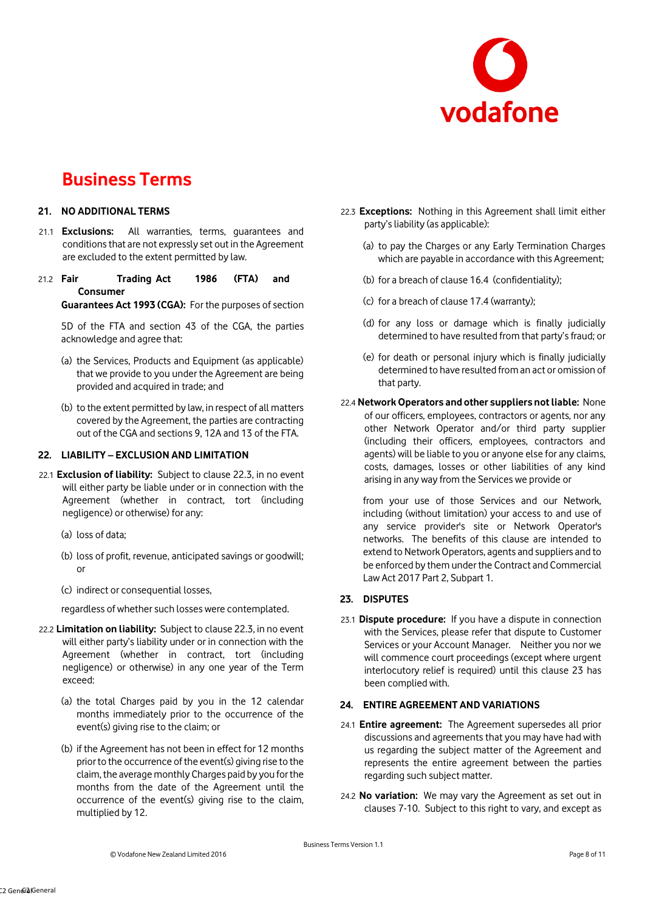# Business Terms

## 21. NO ADDITIONAL TERMS

21.1 **Exclusions:** All warranties, terms, guarantees and conditions that are not expressly set out in the Agreement are excluded to the extent permitted by law.

21.2 **Fair Trading Act 1986 (FTA) and Consumer Guarantees Act 1993 (CGA):** For the purposes of section 5D of the FTA and section 43 of the CGA, the parties acknowledge and agree that:

(a) the Services, Products and Equipment (as applicable) that we provide to you under the Agreement are being provided and acquired in trade; and

(b) to the extent permitted by law, in respect of all matters covered by the Agreement, the parties are contracting out of the CGA and sections 9, 12A and 13 of the FTA.

## 22. LIABILITY – EXCLUSION AND LIMITATION

22.1 **Exclusion of liability:** Subject to clause 22.3, in no event will either party be liable under or in connection with the Agreement (whether in contract, tort (including negligence) or otherwise) for any:

(a) loss of data;

(b) loss of profit, revenue, anticipated savings or goodwill; or

(c) indirect or consequential losses,

regardless of whether such losses were contemplated.

22.2 **Limitation on liability:** Subject to clause 22.3, in no event will either party's liability under or in connection with the Agreement (whether in contract, tort (including negligence) or otherwise) in any one year of the Term exceed:

(a) the total Charges paid by you in the 12 calendar months immediately prior to the occurrence of the event(s) giving rise to the claim; or

(b) if the Agreement has not been in effect for 12 months prior to the occurrence of the event(s) giving rise to the claim, the average monthly Charges paid by you for the months from the date of the Agreement until the occurrence of the event(s) giving rise to the claim, multiplied by 12.

22.3 **Exceptions:** Nothing in this Agreement shall limit either party's liability (as applicable):

(a) to pay the Charges or any Early Termination Charges which are payable in accordance with this Agreement;

(b) for a breach of clause 16.4 (confidentiality);

(c) for a breach of clause 17.4 (warranty);

(d) for any loss or damage which is finally judicially determined to have resulted from that party's fraud; or

(e) for death or personal injury which is finally judicially determined to have resulted from an act or omission of that party.

22.4 **Network Operators and other suppliers not liable:** None of our officers, employees, contractors or agents, nor any other Network Operator and/or third party supplier (including their officers, employees, contractors and agents) will be liable to you or anyone else for any claims, costs, damages, losses or other liabilities of any kind arising in any way from the Services we provide or from your use of those Services and our Network, including (without limitation) your access to and use of any service provider's site or Network Operator's networks. The benefits of this clause are intended to extend to Network Operators, agents and suppliers and to be enforced by them under the Contract and Commercial Law Act 2017 Part 2, Subpart 1.

## 23. DISPUTES

23.1 **Dispute procedure:** If you have a dispute in connection with the Services, please refer that dispute to Customer Services or your Account Manager. Neither you nor we will commence court proceedings (except where urgent interlocutory relief is required) until this clause 23 has been complied with.

## 24. ENTIRE AGREEMENT AND VARIATIONS

24.1 **Entire agreement:** The Agreement supersedes all prior discussions and agreements that you may have had with us regarding the subject matter of the Agreement and represents the entire agreement between the parties regarding such subject matter.

24.2 **No variation:** We may vary the Agreement as set out in clauses 7-10. Subject to this right to vary, and except as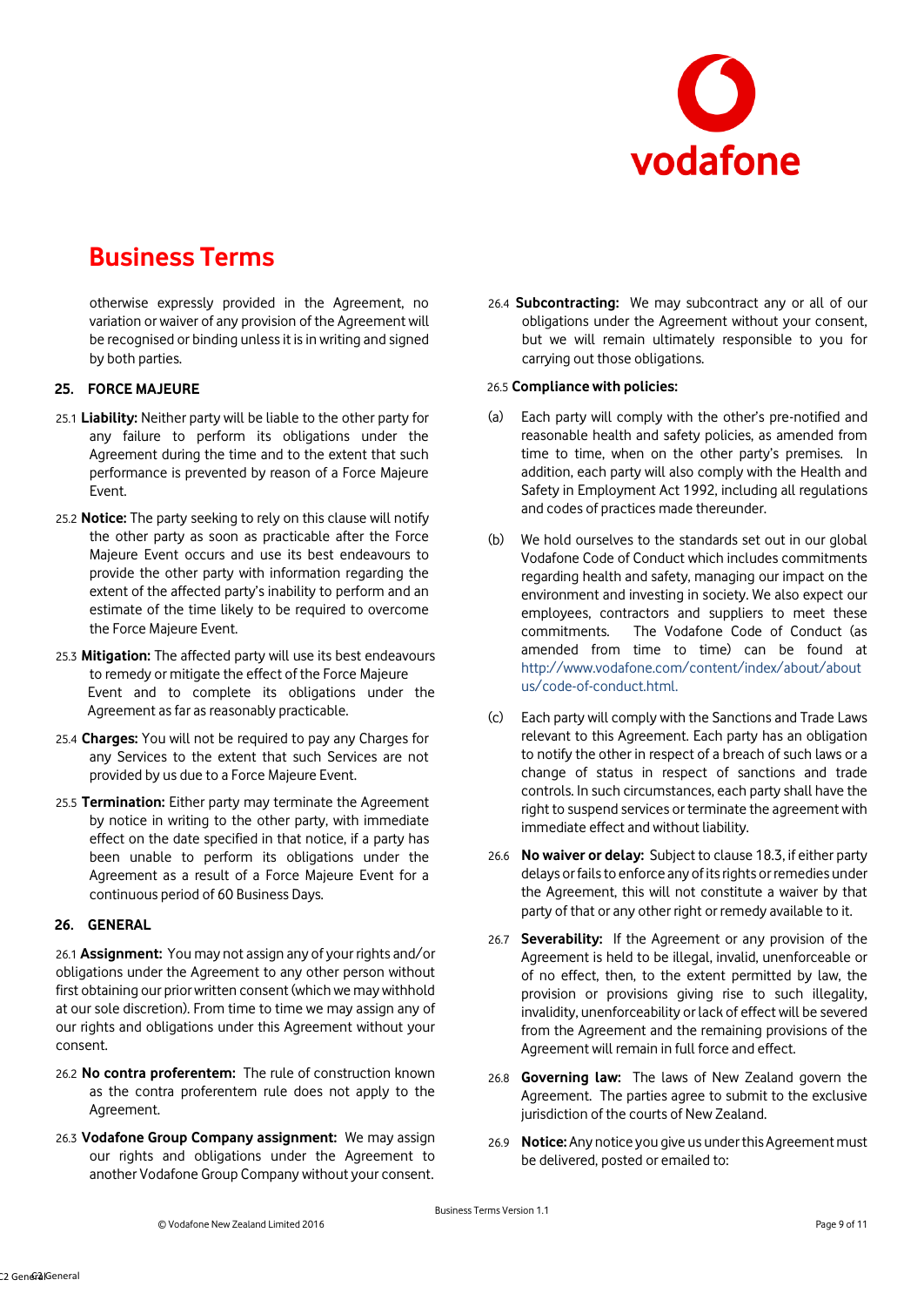otherwise expressly provided in the Agreement, no variation or waiver of any provision of the Agreement will be recognised or binding unless it is in writing and signed by both parties.

## 25. FORCE MAJEURE

25.1 **Liability:** Neither party will be liable to the other party for any failure to perform its obligations under the Agreement during the time and to the extent that such performance is prevented by reason of a Force Majeure Event.

25.2 **Notice:** The party seeking to rely on this clause will notify the other party as soon as practicable after the Force Majeure Event occurs and use its best endeavours to provide the other party with information regarding the extent of the affected party's inability to perform and an estimate of the time likely to be required to overcome the Force Majeure Event.

25.3 **Mitigation:** The affected party will use its best endeavours to remedy or mitigate the effect of the Force Majeure Event and to complete its obligations under the Agreement as far as reasonably practicable.

25.4 **Charges:** You will not be required to pay any Charges for any Services to the extent that such Services are not provided by us due to a Force Majeure Event.

25.5 **Termination:** Either party may terminate the Agreement by notice in writing to the other party, with immediate effect on the date specified in that notice, if a party has been unable to perform its obligations under the Agreement as a result of a Force Majeure Event for a continuous period of 60 Business Days.

## 26. GENERAL

26.1 **Assignment:** You may not assign any of your rights and/or obligations under the Agreement to any other person without first obtaining our prior written consent (which we may withhold at our sole discretion). From time to time we may assign any of our rights and obligations under this Agreement without your consent.

26.2 **No contra proferentem:** The rule of construction known as the contra proferentem rule does not apply to the Agreement.

26.3 **Vodafone Group Company assignment:** We may assign our rights and obligations under the Agreement to another Vodafone Group Company without your consent.

26.4 **Subcontracting:** We may subcontract any or all of our obligations under the Agreement without your consent, but we will remain ultimately responsible to you for carrying out those obligations.

26.5 **Compliance with policies:**

(a) Each party will comply with the other's pre-notified and reasonable health and safety policies, as amended from time to time, when on the other party's premises. In addition, each party will also comply with the Health and Safety in Employment Act 1992, including all regulations and codes of practices made thereunder.

(b) We hold ourselves to the standards set out in our global Vodafone Code of Conduct which includes commitments regarding health and safety, managing our impact on the environment and investing in society. We also expect our employees, contractors and suppliers to meet these commitments. The Vodafone Code of Conduct (as amended from time to time) can be found at http://www.vodafone.com/content/index/about/about us/code-of-conduct.html.

(c) Each party will comply with the Sanctions and Trade Laws relevant to this Agreement. Each party has an obligation to notify the other in respect of a breach of such laws or a change of status in respect of sanctions and trade controls. In such circumstances, each party shall have the right to suspend services or terminate the agreement with immediate effect and without liability.

26.6 **No waiver or delay:** Subject to clause 18.3, if either party delays or fails to enforce any of its rights or remedies under the Agreement, this will not constitute a waiver by that party of that or any other right or remedy available to it.

26.7 **Severability:** If the Agreement or any provision of the Agreement is held to be illegal, invalid, unenforceable or of no effect, then, to the extent permitted by law, the provision or provisions giving rise to such illegality, invalidity, unenforceability or lack of effect will be severed from the Agreement and the remaining provisions of the Agreement will remain in full force and effect.

26.8 **Governing law:** The laws of New Zealand govern the Agreement. The parties agree to submit to the exclusive jurisdiction of the courts of New Zealand.

26.9 **Notice:** Any notice you give us under this Agreement must be delivered, posted or emailed to: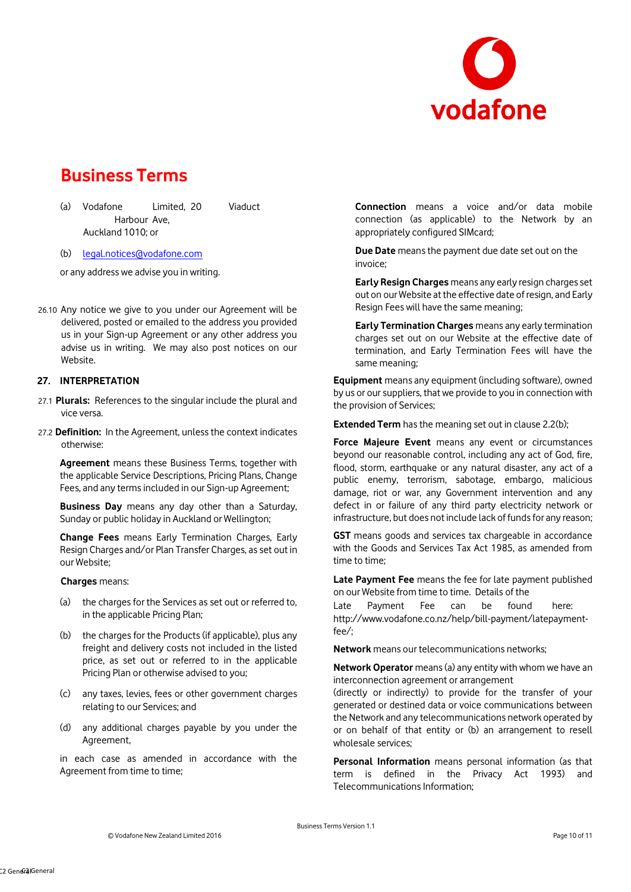# Business Terms

(a) Vodafone Limited, 20 Viaduct Harbour Ave, Auckland 1010; or

(b) legal.notices@vodafone.com

or any address we advise you in writing.

26.10 Any notice we give to you under our Agreement will be delivered, posted or emailed to the address you provided us in your Sign-up Agreement or any other address you advise us in writing. We may also post notices on our Website.

## 27. INTERPRETATION

27.1 **Plurals:** References to the singular include the plural and vice versa.

27.2 **Definition:** In the Agreement, unless the context indicates otherwise:

**Agreement** means these Business Terms, together with the applicable Service Descriptions, Pricing Plans, Change Fees, and any terms included in our Sign-up Agreement;

**Business Day** means any day other than a Saturday, Sunday or public holiday in Auckland or Wellington;

**Change Fees** means Early Termination Charges, Early Resign Charges and/or Plan Transfer Charges, as set out in our Website;

**Charges** means:

(a) the charges for the Services as set out or referred to, in the applicable Pricing Plan;

(b) the charges for the Products (if applicable), plus any freight and delivery costs not included in the listed price, as set out or referred to in the applicable Pricing Plan or otherwise advised to you;

(c) any taxes, levies, fees or other government charges relating to our Services; and

(d) any additional charges payable by you under the Agreement,

in each case as amended in accordance with the Agreement from time to time;

**Connection** means a voice and/or data mobile connection (as applicable) to the Network by an appropriately configured SIMcard;

**Due Date** means the payment due date set out on the invoice;

**Early Resign Charges** means any early resign charges set out on our Website at the effective date of resign, and Early Resign Fees will have the same meaning;

**Early Termination Charges** means any early termination charges set out on our Website at the effective date of termination, and Early Termination Fees will have the same meaning;

**Equipment** means any equipment (including software), owned by us or our suppliers, that we provide to you in connection with the provision of Services;

**Extended Term** has the meaning set out in clause 2.2(b);

**Force Majeure Event** means any event or circumstances beyond our reasonable control, including any act of God, fire, flood, storm, earthquake or any natural disaster, any act of a public enemy, terrorism, sabotage, embargo, malicious damage, riot or war, any Government intervention and any defect in or failure of any third party electricity network or infrastructure, but does not include lack of funds for any reason;

**GST** means goods and services tax chargeable in accordance with the Goods and Services Tax Act 1985, as amended from time to time;

**Late Payment Fee** means the fee for late payment published on our Website from time to time. Details of the Late Payment Fee can be found here: http://www.vodafone.co.nz/help/bill-payment/latepayment-fee/;

**Network** means our telecommunications networks;

**Network Operator** means (a) any entity with whom we have an interconnection agreement or arrangement (directly or indirectly) to provide for the transfer of your generated or destined data or voice communications between the Network and any telecommunications network operated by or on behalf of that entity or (b) an arrangement to resell wholesale services;

**Personal Information** means personal information (as that term is defined in the Privacy Act 1993) and Telecommunications Information;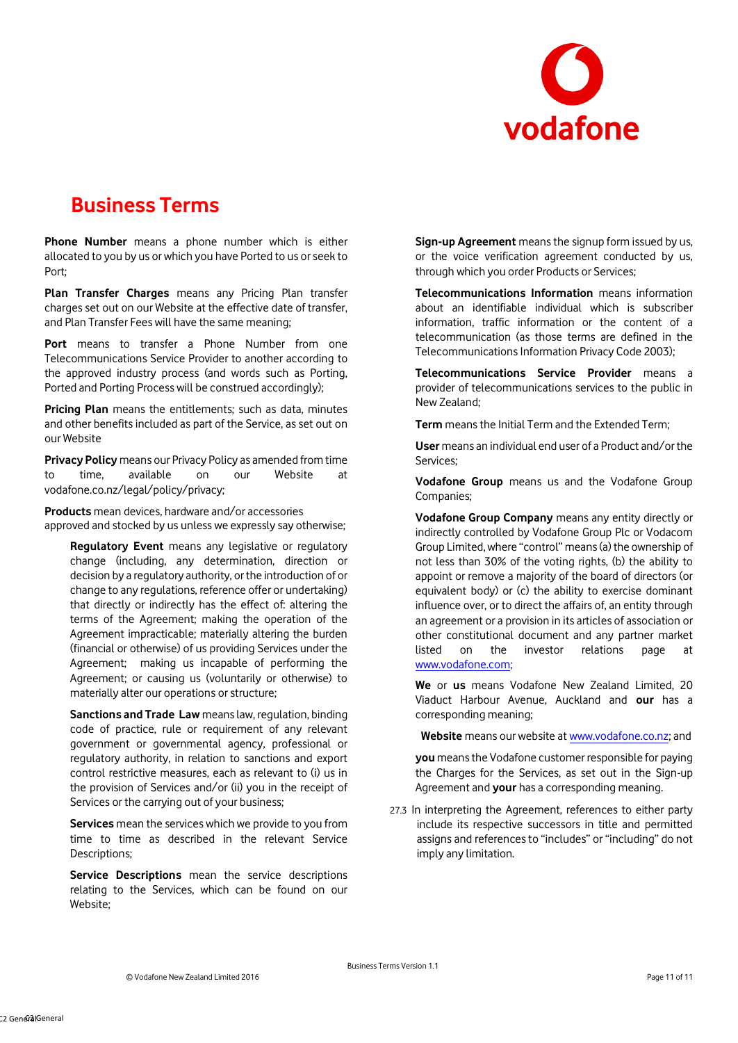# Business Terms

**Phone Number** means a phone number which is either allocated to you by us or which you have Ported to us or seek to Port;

**Plan Transfer Charges** means any Pricing Plan transfer charges set out on our Website at the effective date of transfer, and Plan Transfer Fees will have the same meaning;

**Port** means to transfer a Phone Number from one Telecommunications Service Provider to another according to the approved industry process (and words such as Porting, Ported and Porting Process will be construed accordingly);

**Pricing Plan** means the entitlements; such as data, minutes and other benefits included as part of the Service, as set out on our Website

**Privacy Policy** means our Privacy Policy as amended from time to time, available on our Website at vodafone.co.nz/legal/policy/privacy;

**Products** mean devices, hardware and/or accessories approved and stocked by us unless we expressly say otherwise;

**Regulatory Event** means any legislative or regulatory change (including, any determination, direction or decision by a regulatory authority, or the introduction of or change to any regulations, reference offer or undertaking) that directly or indirectly has the effect of: altering the terms of the Agreement; making the operation of the Agreement impracticable; materially altering the burden (financial or otherwise) of us providing Services under the Agreement; making us incapable of performing the Agreement; or causing us (voluntarily or otherwise) to materially alter our operations or structure;

**Sanctions and Trade Law** means law, regulation, binding code of practice, rule or requirement of any relevant government or governmental agency, professional or regulatory authority, in relation to sanctions and export control restrictive measures, each as relevant to (i) us in the provision of Services and/or (ii) you in the receipt of Services or the carrying out of your business;

**Services** mean the services which we provide to you from time to time as described in the relevant Service Descriptions;

**Service Descriptions** mean the service descriptions relating to the Services, which can be found on our Website;

**Sign-up Agreement** means the signup form issued by us, or the voice verification agreement conducted by us, through which you order Products or Services;

**Telecommunications Information** means information about an identifiable individual which is subscriber information, traffic information or the content of a telecommunication (as those terms are defined in the Telecommunications Information Privacy Code 2003);

**Telecommunications Service Provider** means a provider of telecommunications services to the public in New Zealand;

**Term** means the Initial Term and the Extended Term;

**User** means an individual end user of a Product and/or the Services;

**Vodafone Group** means us and the Vodafone Group Companies;

**Vodafone Group Company** means any entity directly or indirectly controlled by Vodafone Group Plc or Vodacom Group Limited, where "control" means (a) the ownership of not less than 30% of the voting rights, (b) the ability to appoint or remove a majority of the board of directors (or equivalent body) or (c) the ability to exercise dominant influence over, or to direct the affairs of, an entity through an agreement or a provision in its articles of association or other constitutional document and any partner market listed on the investor relations page at www.vodafone.com;

**We** or **us** means Vodafone New Zealand Limited, 20 Viaduct Harbour Avenue, Auckland and **our** has a corresponding meaning;

**Website** means our website at www.vodafone.co.nz; and

**you** means the Vodafone customer responsible for paying the Charges for the Services, as set out in the Sign-up Agreement and **your** has a corresponding meaning.

27.3 In interpreting the Agreement, references to either party include its respective successors in title and permitted assigns and references to "includes" or "including" do not imply any limitation.